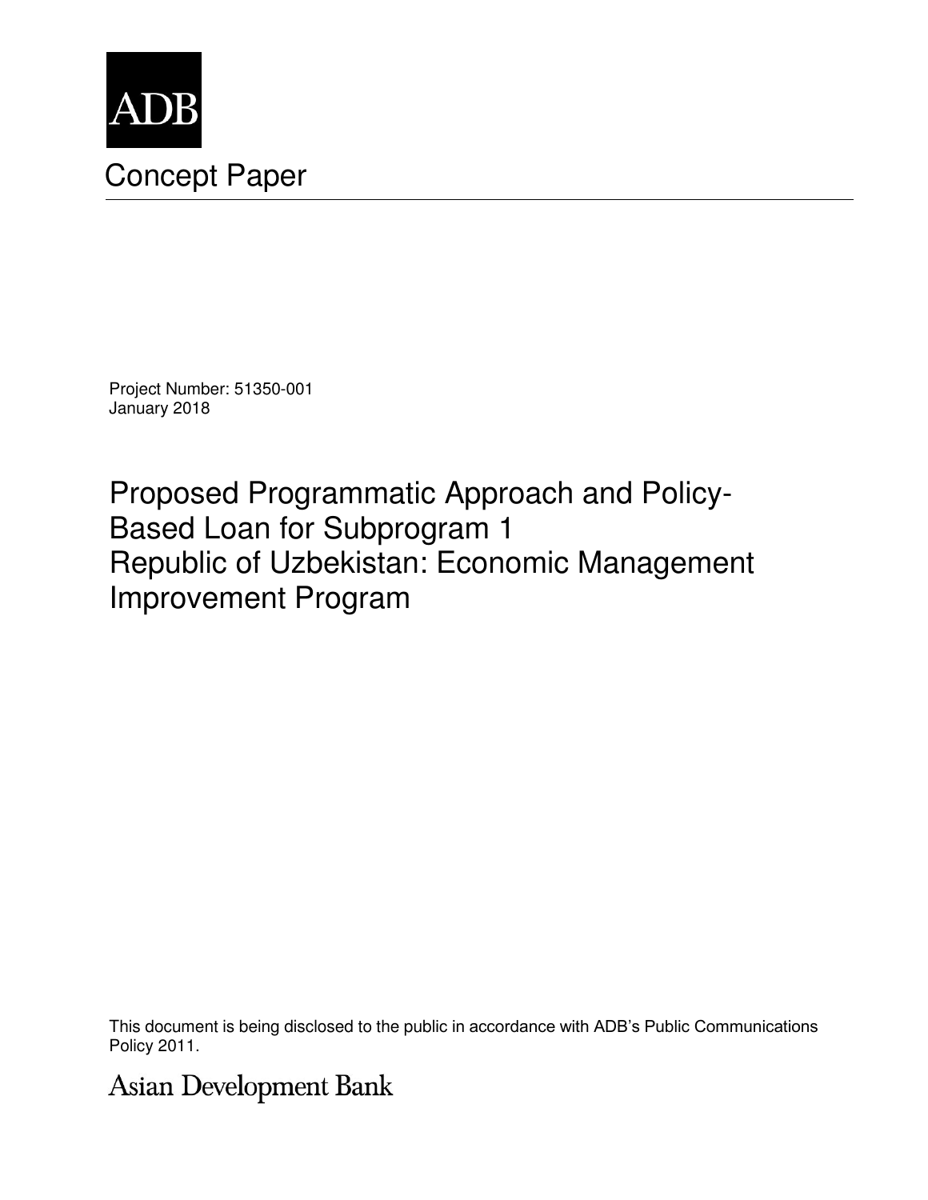ADB

# Concept Paper

Project Number: 51350-001
January 2018

## Proposed Programmatic Approach and Policy-Based Loan for Subprogram 1
## Republic of Uzbekistan: Economic Management Improvement Program

This document is being disclosed to the public in accordance with ADB's Public Communications Policy 2011.

Asian Development Bank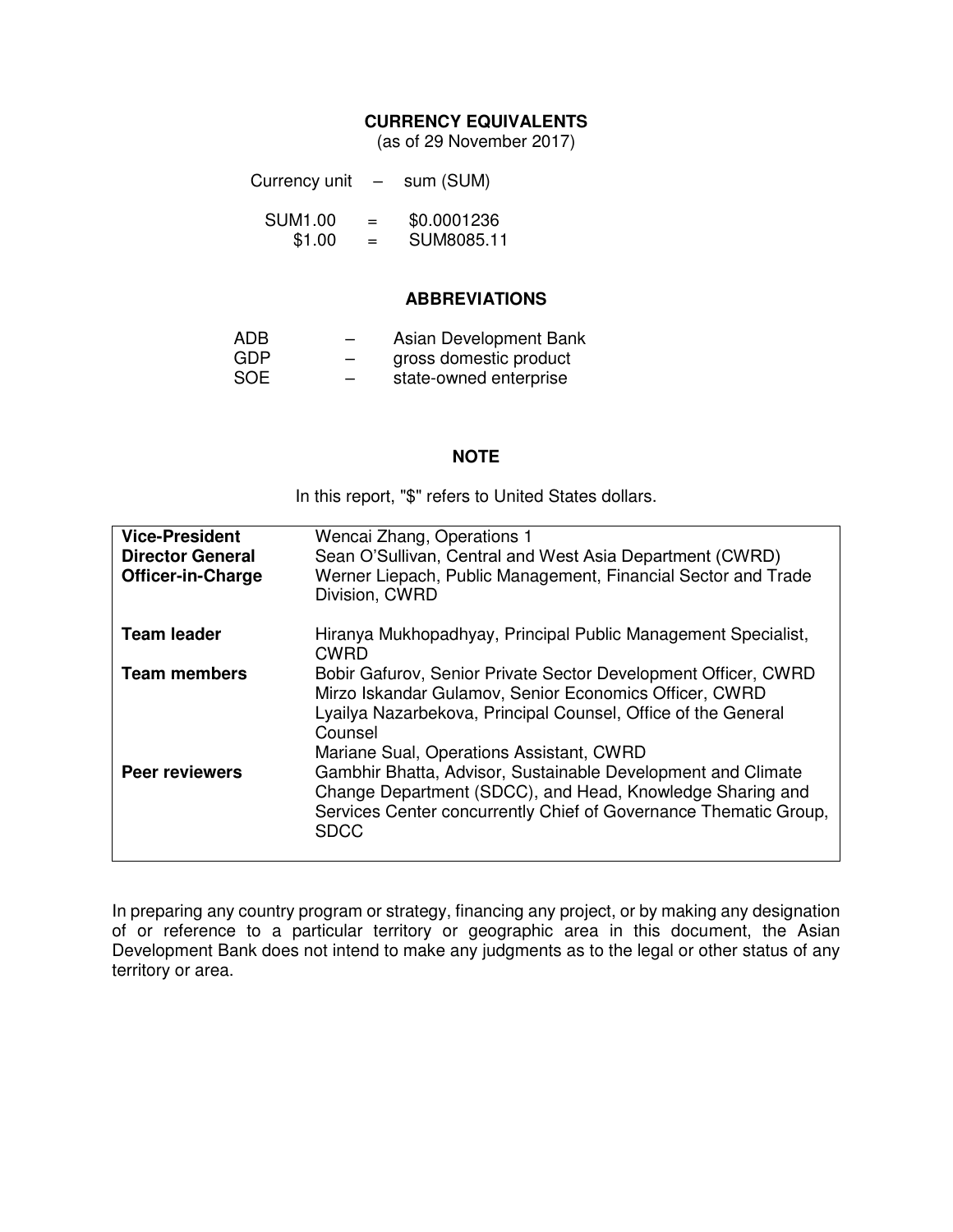## CURRENCY EQUIVALENTS

(as of 29 November 2017)

| | | |
|---|---|---|
| Currency unit | – | sum (SUM) |
| SUM1.00 | = | \$0.0001236 |
| \$1.00 | = | SUM8085.11 |

## ABBREVIATIONS

| | | |
|---|---|---|
| ADB | – | Asian Development Bank |
| GDP | – | gross domestic product |
| SOE | – | state-owned enterprise |

## NOTE

In this report, "\$" refers to United States dollars.

| | |
|---|---|
| **Vice-President** | Wencai Zhang, Operations 1 |
| **Director General** | Sean O'Sullivan, Central and West Asia Department (CWRD) |
| **Officer-in-Charge** | Werner Liepach, Public Management, Financial Sector and Trade Division, CWRD |
| **Team leader** | Hiranya Mukhopadhyay, Principal Public Management Specialist, CWRD |
| **Team members** | Bobir Gafurov, Senior Private Sector Development Officer, CWRD<br>Mirzo Iskandar Gulamov, Senior Economics Officer, CWRD<br>Lyailya Nazarbekova, Principal Counsel, Office of the General Counsel<br>Mariane Sual, Operations Assistant, CWRD |
| **Peer reviewers** | Gambhir Bhatta, Advisor, Sustainable Development and Climate Change Department (SDCC), and Head, Knowledge Sharing and Services Center concurrently Chief of Governance Thematic Group, SDCC |

In preparing any country program or strategy, financing any project, or by making any designation of or reference to a particular territory or geographic area in this document, the Asian Development Bank does not intend to make any judgments as to the legal or other status of any territory or area.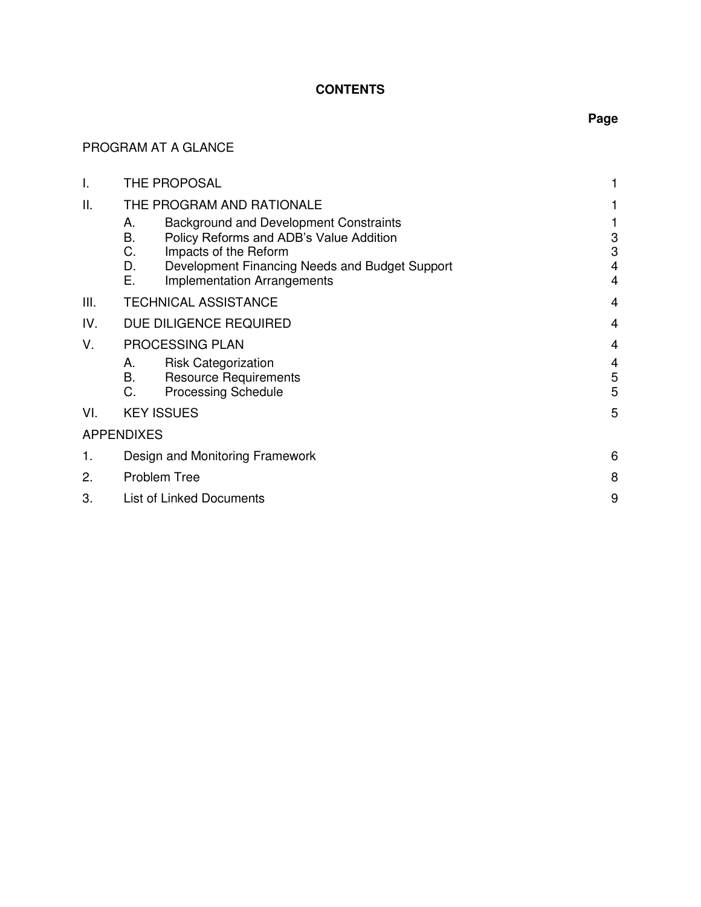# CONTENTS

| | | Page |
|---|---|---|
| PROGRAM AT A GLANCE | | |
| I. | THE PROPOSAL | 1 |
| II. | THE PROGRAM AND RATIONALE | 1 |
| | A. Background and Development Constraints | 1 |
| | B. Policy Reforms and ADB's Value Addition | 3 |
| | C. Impacts of the Reform | 3 |
| | D. Development Financing Needs and Budget Support | 4 |
| | E. Implementation Arrangements | 4 |
| III. | TECHNICAL ASSISTANCE | 4 |
| IV. | DUE DILIGENCE REQUIRED | 4 |
| V. | PROCESSING PLAN | 4 |
| | A. Risk Categorization | 4 |
| | B. Resource Requirements | 5 |
| | C. Processing Schedule | 5 |
| VI. | KEY ISSUES | 5 |
| APPENDIXES | | |
| 1. | Design and Monitoring Framework | 6 |
| 2. | Problem Tree | 8 |
| 3. | List of Linked Documents | 9 |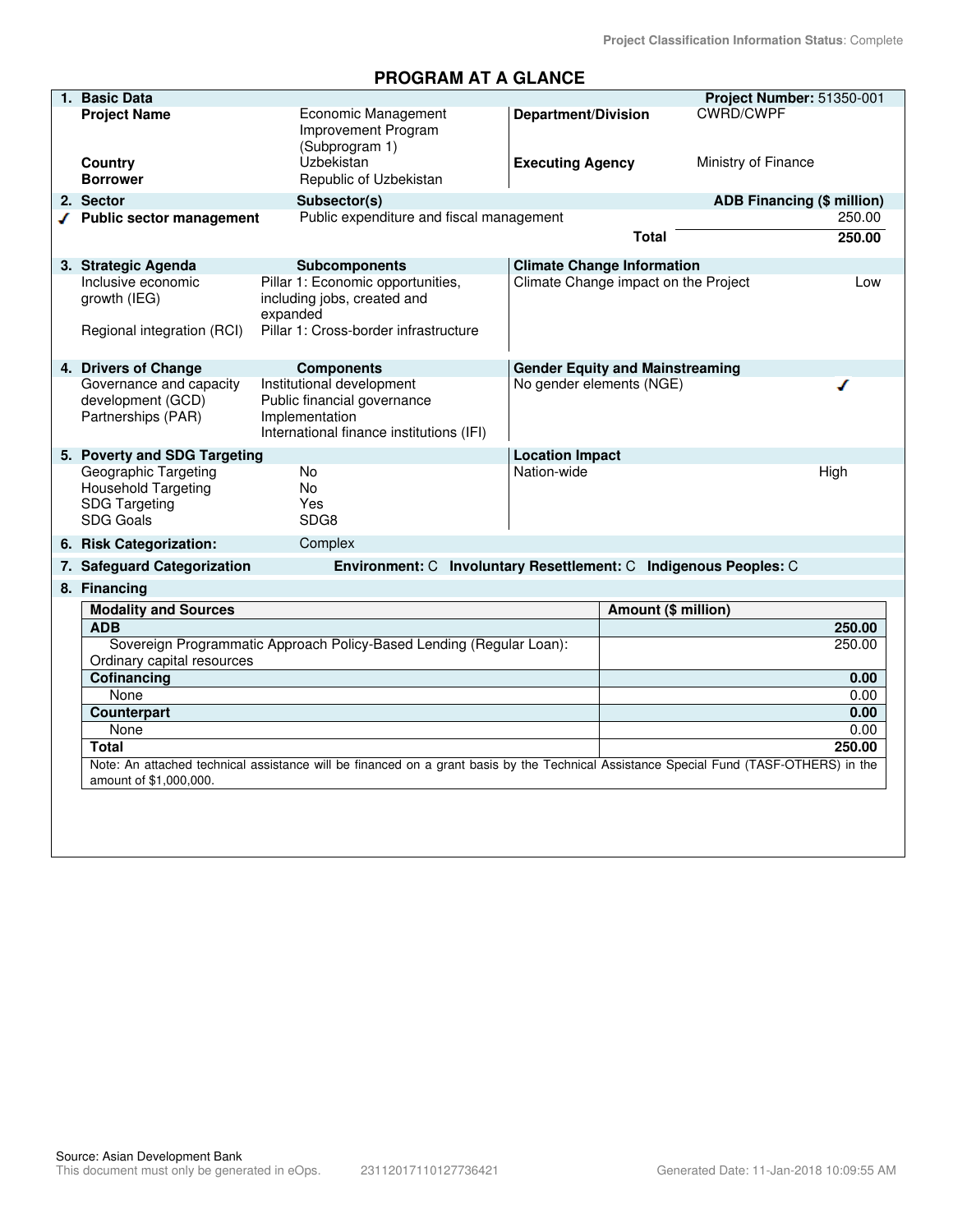Project Classification Information Status: Complete

# PROGRAM AT A GLANCE

| 1. Basic Data | | | Project Number: 51350-001 |
|---|---|---|---|
| Project Name | Economic Management Improvement Program (Subprogram 1) | Department/Division | CWRD/CWPF |
| Country | Uzbekistan | Executing Agency | Ministry of Finance |
| Borrower | Republic of Uzbekistan | | |

| 2. Sector | Subsector(s) | ADB Financing ($ million) |
|---|---|---|
| ✓ Public sector management | Public expenditure and fiscal management | 250.00 |
| | Total | 250.00 |

| 3. Strategic Agenda | Subcomponents | Climate Change Information | |
|---|---|---|---|
| Inclusive economic growth (IEG) | Pillar 1: Economic opportunities, including jobs, created and expanded | Climate Change impact on the Project | Low |
| Regional integration (RCI) | Pillar 1: Cross-border infrastructure | | |

| 4. Drivers of Change | Components | Gender Equity and Mainstreaming | |
|---|---|---|---|
| Governance and capacity development (GCD) | Institutional development<br>Public financial governance | No gender elements (NGE) | ✓ |
| Partnerships (PAR) | Implementation<br>International finance institutions (IFI) | | |

| 5. Poverty and SDG Targeting | | Location Impact | |
|---|---|---|---|
| Geographic Targeting | No | Nation-wide | High |
| Household Targeting | No | | |
| SDG Targeting | Yes | | |
| SDG Goals | SDG8 | | |

**6. Risk Categorization:** Complex

**7. Safeguard Categorization** Environment: C Involuntary Resettlement: C Indigenous Peoples: C

**8. Financing**

| Modality and Sources | Amount ($ million) |
|---|---|
| **ADB** | **250.00** |
| Sovereign Programmatic Approach Policy-Based Lending (Regular Loan): Ordinary capital resources | 250.00 |
| **Cofinancing** | **0.00** |
| None | 0.00 |
| **Counterpart** | **0.00** |
| None | 0.00 |
| **Total** | **250.00** |

Note: An attached technical assistance will be financed on a grant basis by the Technical Assistance Special Fund (TASF-OTHERS) in the amount of $1,000,000.

Source: Asian Development Bank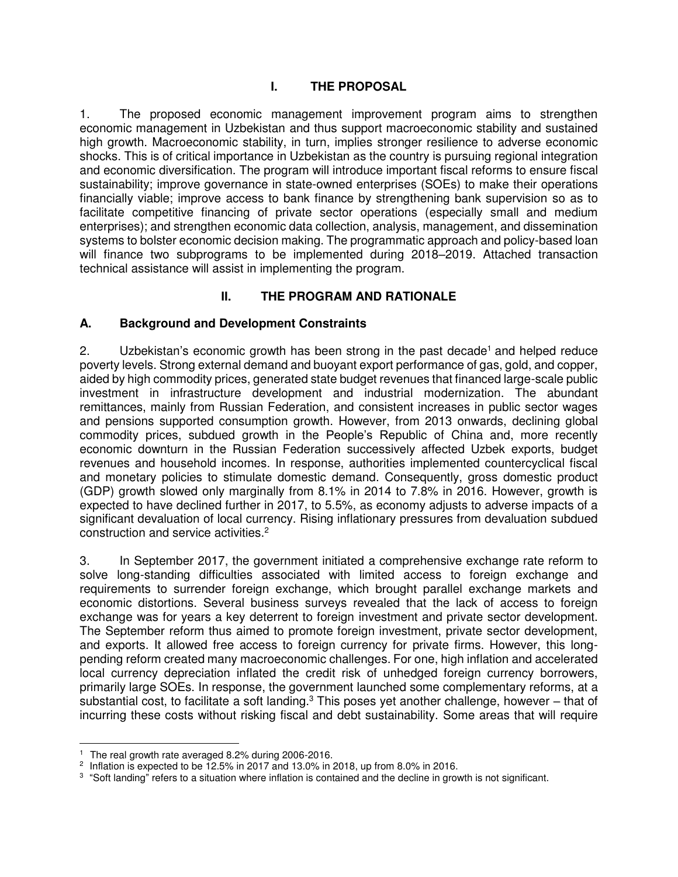## I. THE PROPOSAL

1. The proposed economic management improvement program aims to strengthen economic management in Uzbekistan and thus support macroeconomic stability and sustained high growth. Macroeconomic stability, in turn, implies stronger resilience to adverse economic shocks. This is of critical importance in Uzbekistan as the country is pursuing regional integration and economic diversification. The program will introduce important fiscal reforms to ensure fiscal sustainability; improve governance in state-owned enterprises (SOEs) to make their operations financially viable; improve access to bank finance by strengthening bank supervision so as to facilitate competitive financing of private sector operations (especially small and medium enterprises); and strengthen economic data collection, analysis, management, and dissemination systems to bolster economic decision making. The programmatic approach and policy-based loan will finance two subprograms to be implemented during 2018–2019. Attached transaction technical assistance will assist in implementing the program.

## II. THE PROGRAM AND RATIONALE

### A. Background and Development Constraints

2. Uzbekistan's economic growth has been strong in the past decade[1] and helped reduce poverty levels. Strong external demand and buoyant export performance of gas, gold, and copper, aided by high commodity prices, generated state budget revenues that financed large-scale public investment in infrastructure development and industrial modernization. The abundant remittances, mainly from Russian Federation, and consistent increases in public sector wages and pensions supported consumption growth. However, from 2013 onwards, declining global commodity prices, subdued growth in the People's Republic of China and, more recently economic downturn in the Russian Federation successively affected Uzbek exports, budget revenues and household incomes. In response, authorities implemented countercyclical fiscal and monetary policies to stimulate domestic demand. Consequently, gross domestic product (GDP) growth slowed only marginally from 8.1% in 2014 to 7.8% in 2016. However, growth is expected to have declined further in 2017, to 5.5%, as economy adjusts to adverse impacts of a significant devaluation of local currency. Rising inflationary pressures from devaluation subdued construction and service activities.[2]

3. In September 2017, the government initiated a comprehensive exchange rate reform to solve long-standing difficulties associated with limited access to foreign exchange and requirements to surrender foreign exchange, which brought parallel exchange markets and economic distortions. Several business surveys revealed that the lack of access to foreign exchange was for years a key deterrent to foreign investment and private sector development. The September reform thus aimed to promote foreign investment, private sector development, and exports. It allowed free access to foreign currency for private firms. However, this long-pending reform created many macroeconomic challenges. For one, high inflation and accelerated local currency depreciation inflated the credit risk of unhedged foreign currency borrowers, primarily large SOEs. In response, the government launched some complementary reforms, at a substantial cost, to facilitate a soft landing.[3] This poses yet another challenge, however – that of incurring these costs without risking fiscal and debt sustainability. Some areas that will require

---

[1] The real growth rate averaged 8.2% during 2006-2016.

[2] Inflation is expected to be 12.5% in 2017 and 13.0% in 2018, up from 8.0% in 2016.

[3] "Soft landing" refers to a situation where inflation is contained and the decline in growth is not significant.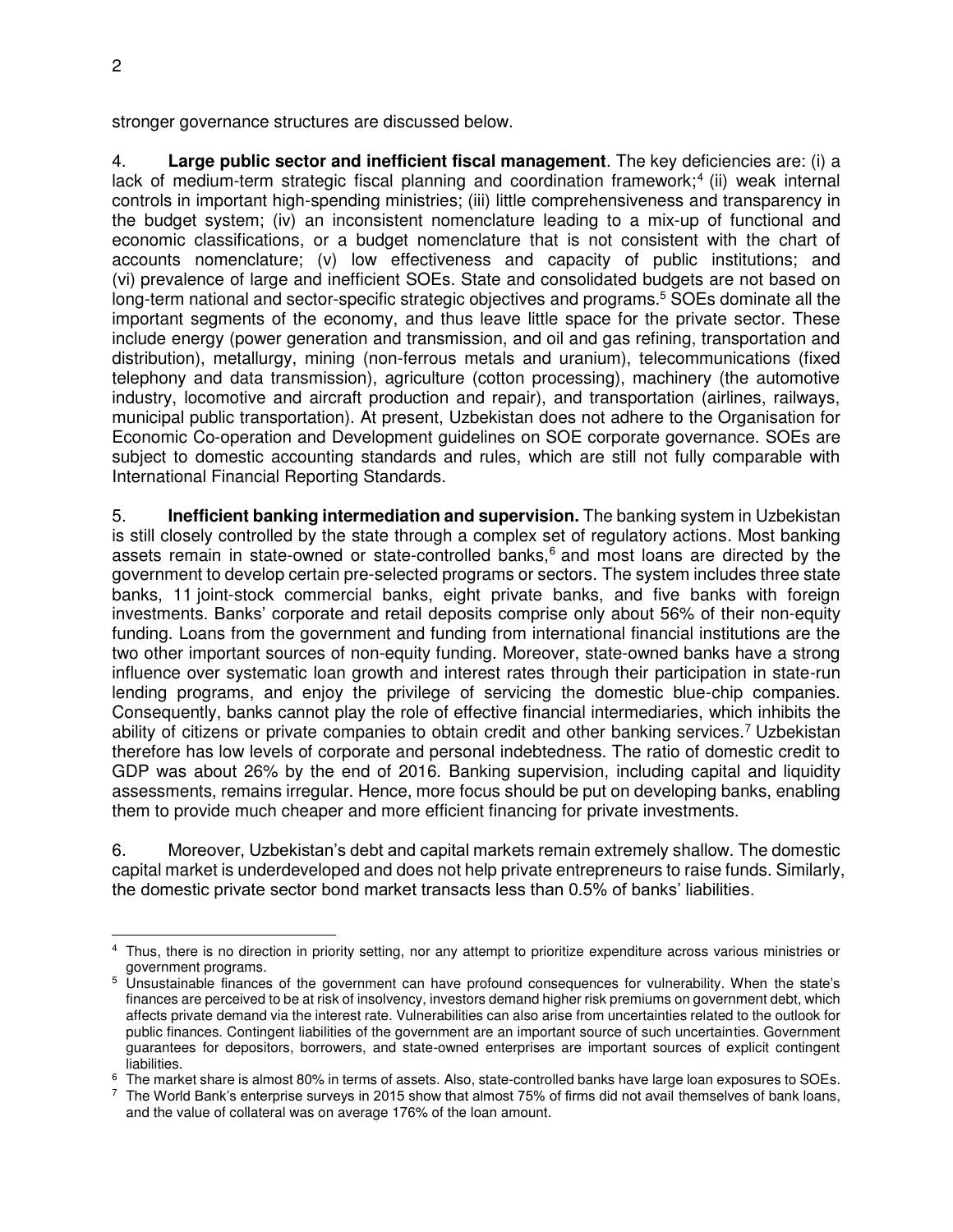stronger governance structures are discussed below.

4. **Large public sector and inefficient fiscal management**. The key deficiencies are: (i) a lack of medium-term strategic fiscal planning and coordination framework;[4] (ii) weak internal controls in important high-spending ministries; (iii) little comprehensiveness and transparency in the budget system; (iv) an inconsistent nomenclature leading to a mix-up of functional and economic classifications, or a budget nomenclature that is not consistent with the chart of accounts nomenclature; (v) low effectiveness and capacity of public institutions; and (vi) prevalence of large and inefficient SOEs. State and consolidated budgets are not based on long-term national and sector-specific strategic objectives and programs.[5] SOEs dominate all the important segments of the economy, and thus leave little space for the private sector. These include energy (power generation and transmission, and oil and gas refining, transportation and distribution), metallurgy, mining (non-ferrous metals and uranium), telecommunications (fixed telephony and data transmission), agriculture (cotton processing), machinery (the automotive industry, locomotive and aircraft production and repair), and transportation (airlines, railways, municipal public transportation). At present, Uzbekistan does not adhere to the Organisation for Economic Co-operation and Development guidelines on SOE corporate governance. SOEs are subject to domestic accounting standards and rules, which are still not fully comparable with International Financial Reporting Standards.

5. **Inefficient banking intermediation and supervision.** The banking system in Uzbekistan is still closely controlled by the state through a complex set of regulatory actions. Most banking assets remain in state-owned or state-controlled banks,[6] and most loans are directed by the government to develop certain pre-selected programs or sectors. The system includes three state banks, 11 joint-stock commercial banks, eight private banks, and five banks with foreign investments. Banks' corporate and retail deposits comprise only about 56% of their non-equity funding. Loans from the government and funding from international financial institutions are the two other important sources of non-equity funding. Moreover, state-owned banks have a strong influence over systematic loan growth and interest rates through their participation in state-run lending programs, and enjoy the privilege of servicing the domestic blue-chip companies. Consequently, banks cannot play the role of effective financial intermediaries, which inhibits the ability of citizens or private companies to obtain credit and other banking services.[7] Uzbekistan therefore has low levels of corporate and personal indebtedness. The ratio of domestic credit to GDP was about 26% by the end of 2016. Banking supervision, including capital and liquidity assessments, remains irregular. Hence, more focus should be put on developing banks, enabling them to provide much cheaper and more efficient financing for private investments.

6. Moreover, Uzbekistan's debt and capital markets remain extremely shallow. The domestic capital market is underdeveloped and does not help private entrepreneurs to raise funds. Similarly, the domestic private sector bond market transacts less than 0.5% of banks' liabilities.

---

[4] Thus, there is no direction in priority setting, nor any attempt to prioritize expenditure across various ministries or government programs.

[5] Unsustainable finances of the government can have profound consequences for vulnerability. When the state's finances are perceived to be at risk of insolvency, investors demand higher risk premiums on government debt, which affects private demand via the interest rate. Vulnerabilities can also arise from uncertainties related to the outlook for public finances. Contingent liabilities of the government are an important source of such uncertainties. Government guarantees for depositors, borrowers, and state-owned enterprises are important sources of explicit contingent liabilities.

[6] The market share is almost 80% in terms of assets. Also, state-controlled banks have large loan exposures to SOEs.

[7] The World Bank's enterprise surveys in 2015 show that almost 75% of firms did not avail themselves of bank loans, and the value of collateral was on average 176% of the loan amount.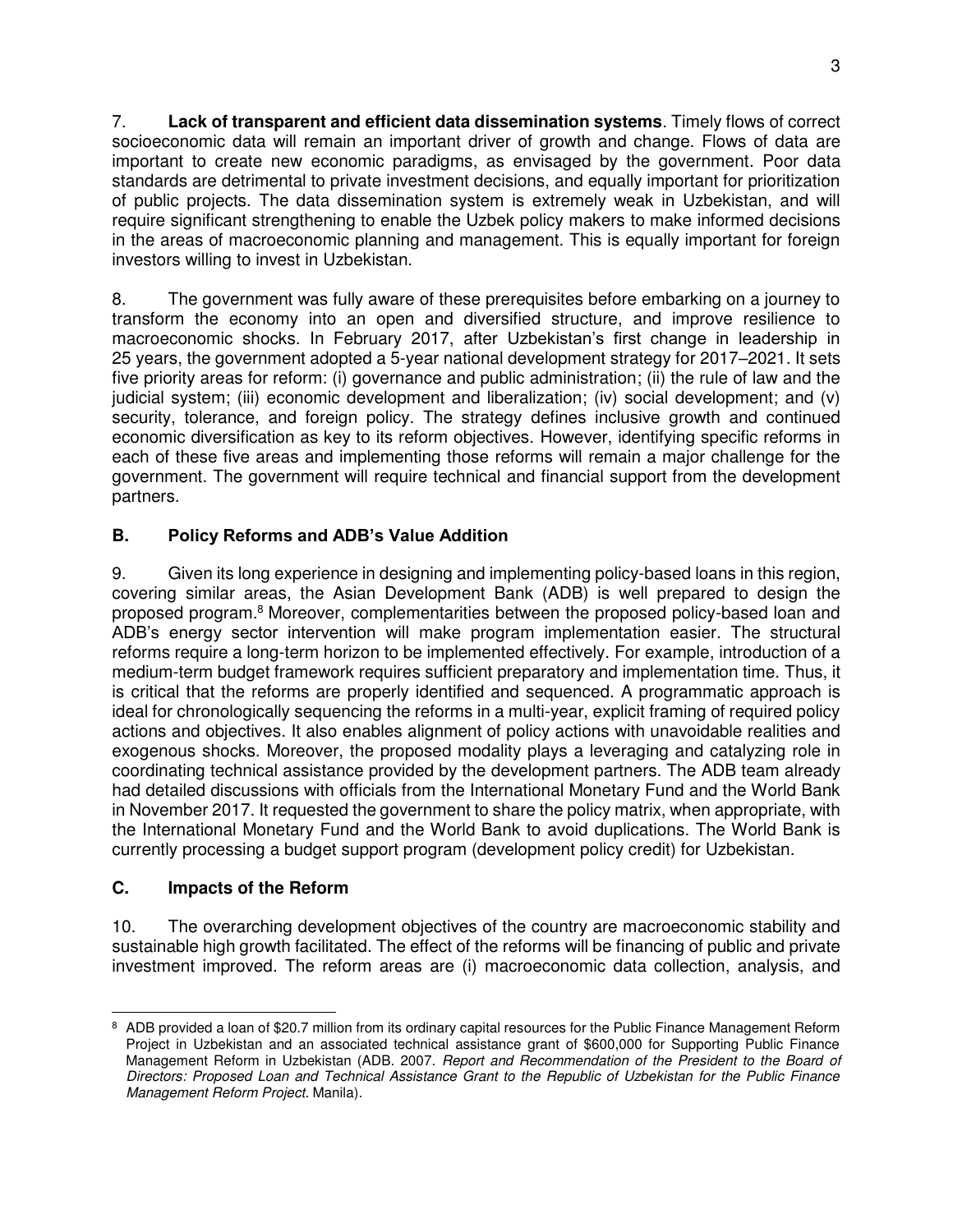7. **Lack of transparent and efficient data dissemination systems**. Timely flows of correct socioeconomic data will remain an important driver of growth and change. Flows of data are important to create new economic paradigms, as envisaged by the government. Poor data standards are detrimental to private investment decisions, and equally important for prioritization of public projects. The data dissemination system is extremely weak in Uzbekistan, and will require significant strengthening to enable the Uzbek policy makers to make informed decisions in the areas of macroeconomic planning and management. This is equally important for foreign investors willing to invest in Uzbekistan.

8. The government was fully aware of these prerequisites before embarking on a journey to transform the economy into an open and diversified structure, and improve resilience to macroeconomic shocks. In February 2017, after Uzbekistan's first change in leadership in 25 years, the government adopted a 5-year national development strategy for 2017–2021. It sets five priority areas for reform: (i) governance and public administration; (ii) the rule of law and the judicial system; (iii) economic development and liberalization; (iv) social development; and (v) security, tolerance, and foreign policy. The strategy defines inclusive growth and continued economic diversification as key to its reform objectives. However, identifying specific reforms in each of these five areas and implementing those reforms will remain a major challenge for the government. The government will require technical and financial support from the development partners.

## B. Policy Reforms and ADB's Value Addition

9. Given its long experience in designing and implementing policy-based loans in this region, covering similar areas, the Asian Development Bank (ADB) is well prepared to design the proposed program.[8] Moreover, complementarities between the proposed policy-based loan and ADB's energy sector intervention will make program implementation easier. The structural reforms require a long-term horizon to be implemented effectively. For example, introduction of a medium-term budget framework requires sufficient preparatory and implementation time. Thus, it is critical that the reforms are properly identified and sequenced. A programmatic approach is ideal for chronologically sequencing the reforms in a multi-year, explicit framing of required policy actions and objectives. It also enables alignment of policy actions with unavoidable realities and exogenous shocks. Moreover, the proposed modality plays a leveraging and catalyzing role in coordinating technical assistance provided by the development partners. The ADB team already had detailed discussions with officials from the International Monetary Fund and the World Bank in November 2017. It requested the government to share the policy matrix, when appropriate, with the International Monetary Fund and the World Bank to avoid duplications. The World Bank is currently processing a budget support program (development policy credit) for Uzbekistan.

## C. Impacts of the Reform

10. The overarching development objectives of the country are macroeconomic stability and sustainable high growth facilitated. The effect of the reforms will be financing of public and private investment improved. The reform areas are (i) macroeconomic data collection, analysis, and

---

[8] ADB provided a loan of $20.7 million from its ordinary capital resources for the Public Finance Management Reform Project in Uzbekistan and an associated technical assistance grant of $600,000 for Supporting Public Finance Management Reform in Uzbekistan (ADB. 2007. *Report and Recommendation of the President to the Board of Directors: Proposed Loan and Technical Assistance Grant to the Republic of Uzbekistan for the Public Finance Management Reform Project*. Manila).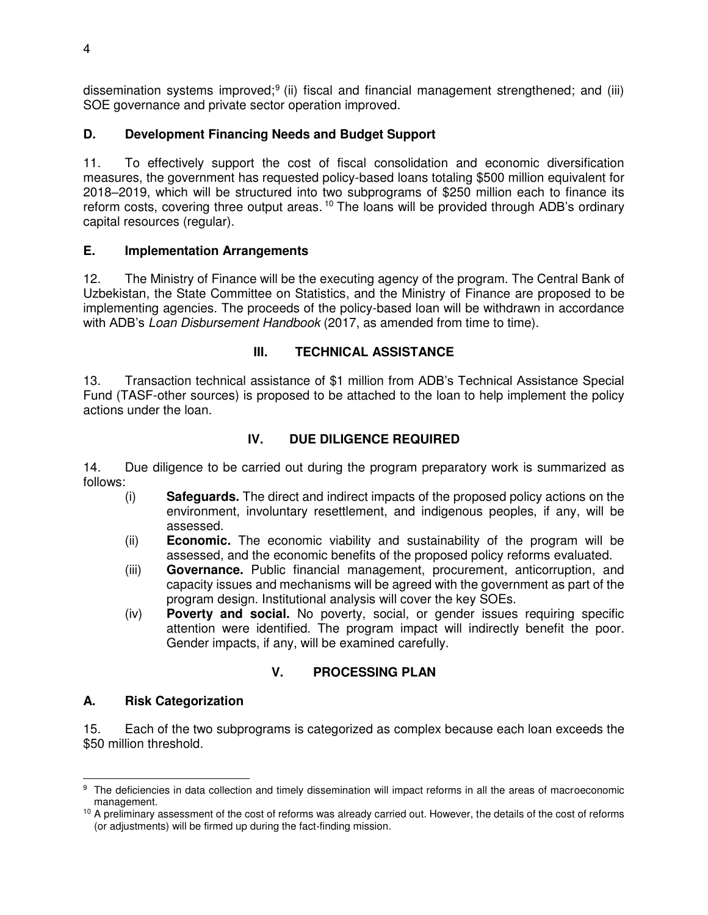dissemination systems improved;[9] (ii) fiscal and financial management strengthened; and (iii) SOE governance and private sector operation improved.

### D. Development Financing Needs and Budget Support

11. To effectively support the cost of fiscal consolidation and economic diversification measures, the government has requested policy-based loans totaling $500 million equivalent for 2018–2019, which will be structured into two subprograms of $250 million each to finance its reform costs, covering three output areas.[10] The loans will be provided through ADB's ordinary capital resources (regular).

### E. Implementation Arrangements

12. The Ministry of Finance will be the executing agency of the program. The Central Bank of Uzbekistan, the State Committee on Statistics, and the Ministry of Finance are proposed to be implementing agencies. The proceeds of the policy-based loan will be withdrawn in accordance with ADB's *Loan Disbursement Handbook* (2017, as amended from time to time).

## III. TECHNICAL ASSISTANCE

13. Transaction technical assistance of $1 million from ADB's Technical Assistance Special Fund (TASF-other sources) is proposed to be attached to the loan to help implement the policy actions under the loan.

## IV. DUE DILIGENCE REQUIRED

14. Due diligence to be carried out during the program preparatory work is summarized as follows:

(i) **Safeguards.** The direct and indirect impacts of the proposed policy actions on the environment, involuntary resettlement, and indigenous peoples, if any, will be assessed.

(ii) **Economic.** The economic viability and sustainability of the program will be assessed, and the economic benefits of the proposed policy reforms evaluated.

(iii) **Governance.** Public financial management, procurement, anticorruption, and capacity issues and mechanisms will be agreed with the government as part of the program design. Institutional analysis will cover the key SOEs.

(iv) **Poverty and social.** No poverty, social, or gender issues requiring specific attention were identified. The program impact will indirectly benefit the poor. Gender impacts, if any, will be examined carefully.

## V. PROCESSING PLAN

### A. Risk Categorization

15. Each of the two subprograms is categorized as complex because each loan exceeds the $50 million threshold.

---

[9] The deficiencies in data collection and timely dissemination will impact reforms in all the areas of macroeconomic management.

[10] A preliminary assessment of the cost of reforms was already carried out. However, the details of the cost of reforms (or adjustments) will be firmed up during the fact-finding mission.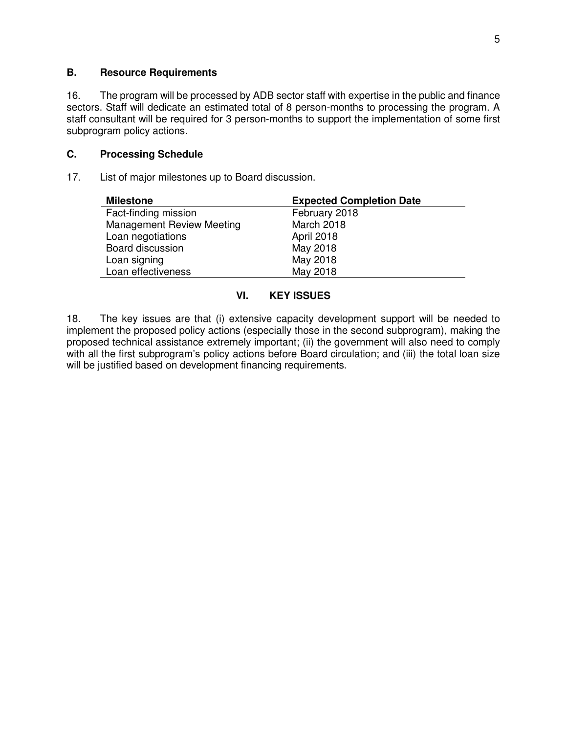### B. Resource Requirements

16. The program will be processed by ADB sector staff with expertise in the public and finance sectors. Staff will dedicate an estimated total of 8 person-months to processing the program. A staff consultant will be required for 3 person-months to support the implementation of some first subprogram policy actions.

### C. Processing Schedule

17. List of major milestones up to Board discussion.

| Milestone | Expected Completion Date |
|---|---|
| Fact-finding mission | February 2018 |
| Management Review Meeting | March 2018 |
| Loan negotiations | April 2018 |
| Board discussion | May 2018 |
| Loan signing | May 2018 |
| Loan effectiveness | May 2018 |

## VI. KEY ISSUES

18. The key issues are that (i) extensive capacity development support will be needed to implement the proposed policy actions (especially those in the second subprogram), making the proposed technical assistance extremely important; (ii) the government will also need to comply with all the first subprogram's policy actions before Board circulation; and (iii) the total loan size will be justified based on development financing requirements.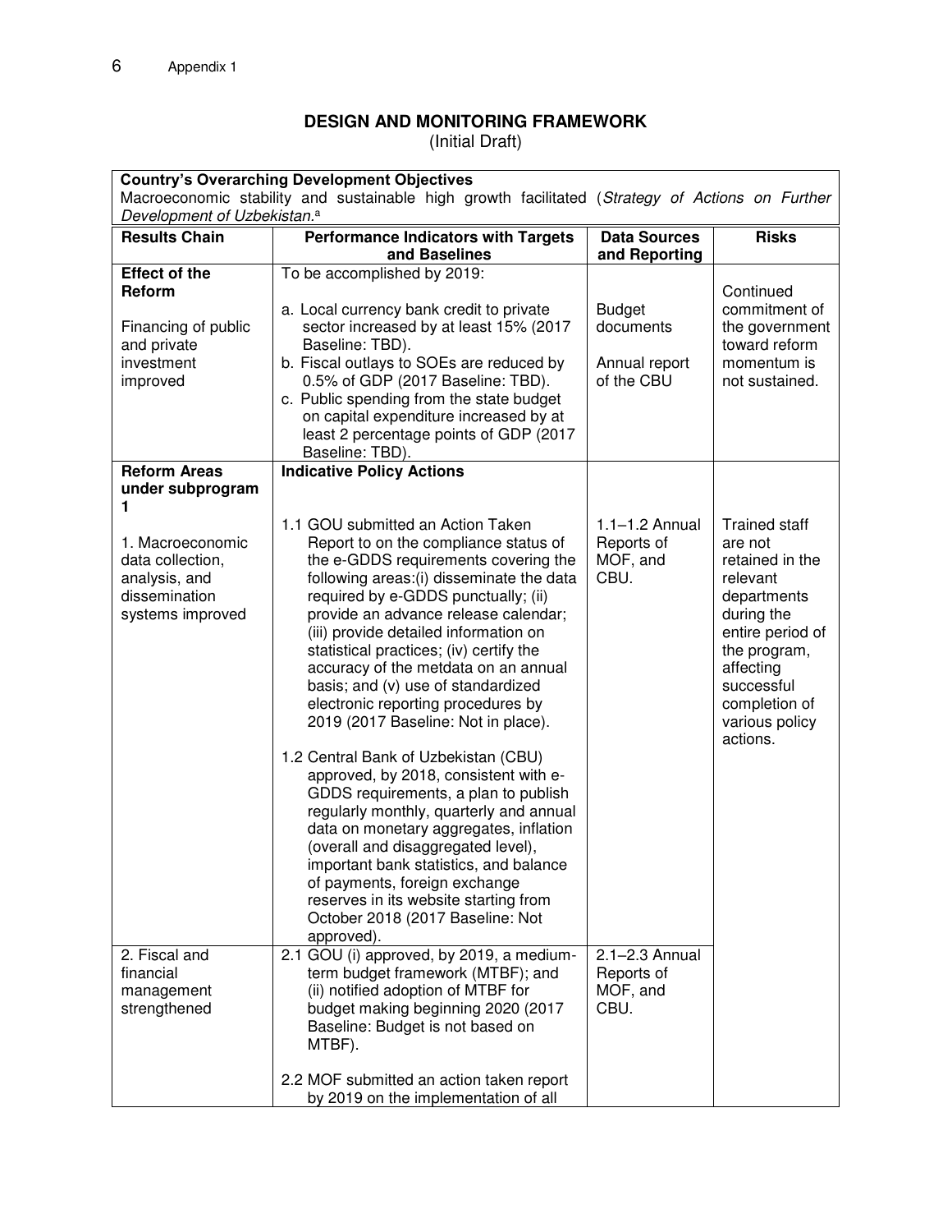## DESIGN AND MONITORING FRAMEWORK

(Initial Draft)

| **Country's Overarching Development Objectives**<br>Macroeconomic stability and sustainable high growth facilitated (*Strategy of Actions on Further Development of Uzbekistan.*[a] | | | |
|---|---|---|---|
| **Results Chain** | **Performance Indicators with Targets and Baselines** | **Data Sources and Reporting** | **Risks** |
| **Effect of the Reform**<br><br>Financing of public and private investment improved | To be accomplished by 2019:<br><br>a. Local currency bank credit to private sector increased by at least 15% (2017 Baseline: TBD).<br>b. Fiscal outlays to SOEs are reduced by 0.5% of GDP (2017 Baseline: TBD).<br>c. Public spending from the state budget on capital expenditure increased by at least 2 percentage points of GDP (2017 Baseline: TBD). | Budget documents<br><br>Annual report of the CBU | Continued commitment of the government toward reform momentum is not sustained. |
| **Reform Areas under subprogram 1**<br><br>1. Macroeconomic data collection, analysis, and dissemination systems improved | **Indicative Policy Actions**<br><br>1.1 GOU submitted an Action Taken Report to on the compliance status of the e-GDDS requirements covering the following areas:(i) disseminate the data required by e-GDDS punctually; (ii) provide an advance release calendar; (iii) provide detailed information on statistical practices; (iv) certify the accuracy of the metdata on an annual basis; and (v) use of standardized electronic reporting procedures by 2019 (2017 Baseline: Not in place).<br><br>1.2 Central Bank of Uzbekistan (CBU) approved, by 2018, consistent with e-GDDS requirements, a plan to publish regularly monthly, quarterly and annual data on monetary aggregates, inflation (overall and disaggregated level), important bank statistics, and balance of payments, foreign exchange reserves in its website starting from October 2018 (2017 Baseline: Not approved). | 1.1–1.2 Annual Reports of MOF, and CBU. | Trained staff are not retained in the relevant departments during the entire period of the program, affecting successful completion of various policy actions. |
| 2. Fiscal and financial management strengthened | 2.1 GOU (i) approved, by 2019, a medium-term budget framework (MTBF); and (ii) notified adoption of MTBF for budget making beginning 2020 (2017 Baseline: Budget is not based on MTBF).<br><br>2.2 MOF submitted an action taken report by 2019 on the implementation of all | 2.1–2.3 Annual Reports of MOF, and CBU. | |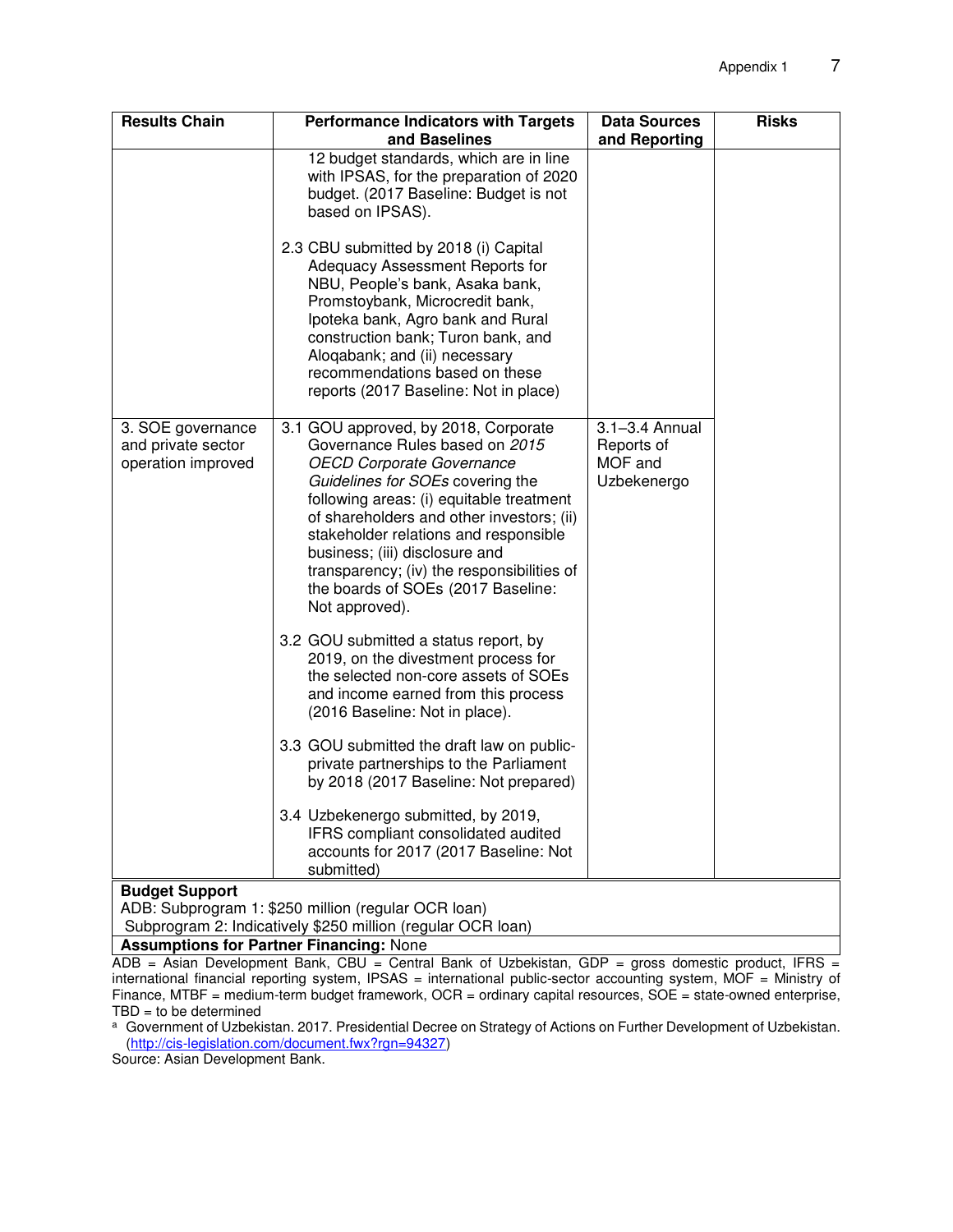| Results Chain | Performance Indicators with Targets and Baselines | Data Sources and Reporting | Risks |
|---|---|---|---|
| | 12 budget standards, which are in line with IPSAS, for the preparation of 2020 budget. (2017 Baseline: Budget is not based on IPSAS).<br><br>2.3 CBU submitted by 2018 (i) Capital Adequacy Assessment Reports for NBU, People's bank, Asaka bank, Promstoybank, Microcredit bank, Ipoteka bank, Agro bank and Rural construction bank; Turon bank, and Aloqabank; and (ii) necessary recommendations based on these reports (2017 Baseline: Not in place) | | |
| 3. SOE governance and private sector operation improved | 3.1 GOU approved, by 2018, Corporate Governance Rules based on *2015 OECD Corporate Governance Guidelines for SOEs* covering the following areas: (i) equitable treatment of shareholders and other investors; (ii) stakeholder relations and responsible business; (iii) disclosure and transparency; (iv) the responsibilities of the boards of SOEs (2017 Baseline: Not approved).<br><br>3.2 GOU submitted a status report, by 2019, on the divestment process for the selected non-core assets of SOEs and income earned from this process (2016 Baseline: Not in place).<br><br>3.3 GOU submitted the draft law on public-private partnerships to the Parliament by 2018 (2017 Baseline: Not prepared)<br><br>3.4 Uzbekenergo submitted, by 2019, IFRS compliant consolidated audited accounts for 2017 (2017 Baseline: Not submitted) | 3.1–3.4 Annual Reports of MOF and Uzbekenergo | |

**Budget Support**
ADB: Subprogram 1: $250 million (regular OCR loan)
Subprogram 2: Indicatively $250 million (regular OCR loan)

**Assumptions for Partner Financing:** None

ADB = Asian Development Bank, CBU = Central Bank of Uzbekistan, GDP = gross domestic product, IFRS = international financial reporting system, IPSAS = international public-sector accounting system, MOF = Ministry of Finance, MTBF = medium-term budget framework, OCR = ordinary capital resources, SOE = state-owned enterprise, TBD = to be determined

[a] Government of Uzbekistan. 2017. Presidential Decree on Strategy of Actions on Further Development of Uzbekistan. (http://cis-legislation.com/document.fwx?rgn=94327)

Source: Asian Development Bank.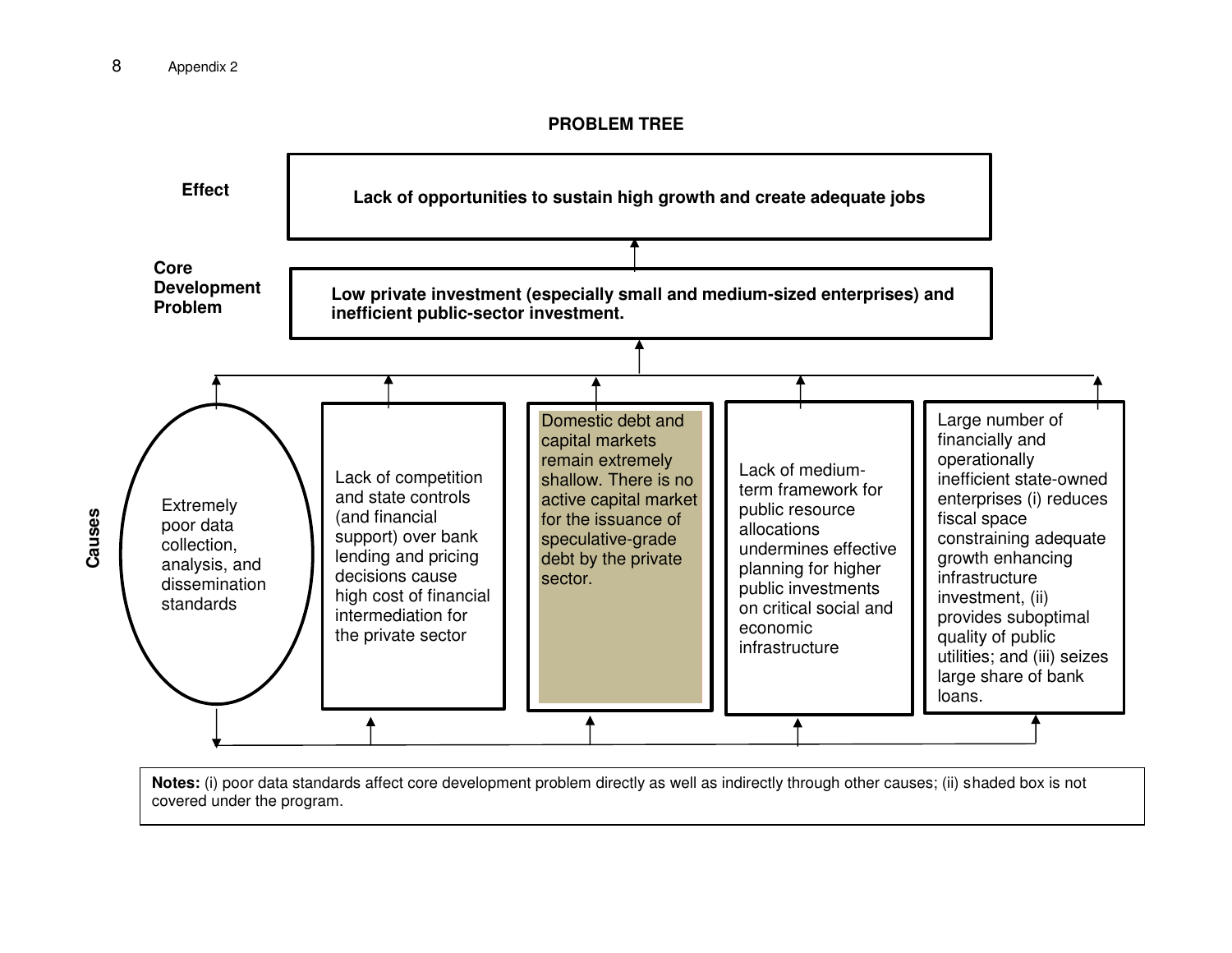## PROBLEM TREE

**Effect**

**Lack of opportunities to sustain high growth and create adequate jobs**

**Core Development Problem**

**Low private investment (especially small and medium-sized enterprises) and inefficient public-sector investment.**

**Causes**

- Extremely poor data collection, analysis, and dissemination standards
- Lack of competition and state controls (and financial support) over bank lending and pricing decisions cause high cost of financial intermediation for the private sector
- Domestic debt and capital markets remain extremely shallow. There is no active capital market for the issuance of speculative-grade debt by the private sector.
- Lack of medium-term framework for public resource allocations undermines effective planning for higher public investments on critical social and economic infrastructure
- Large number of financially and operationally inefficient state-owned enterprises (i) reduces fiscal space constraining adequate growth enhancing infrastructure investment, (ii) provides suboptimal quality of public utilities; and (iii) seizes large share of bank loans.

**Notes:** (i) poor data standards affect core development problem directly as well as indirectly through other causes; (ii) shaded box is not covered under the program.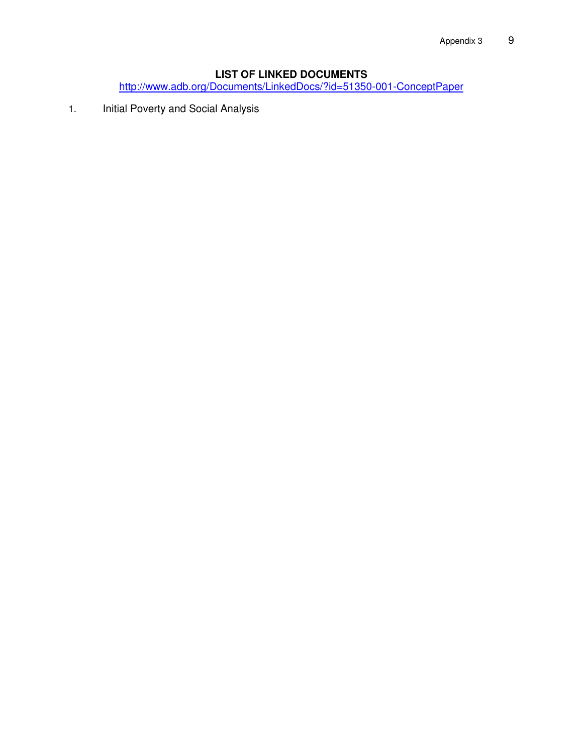## LIST OF LINKED DOCUMENTS

http://www.adb.org/Documents/LinkedDocs/?id=51350-001-ConceptPaper

1. Initial Poverty and Social Analysis